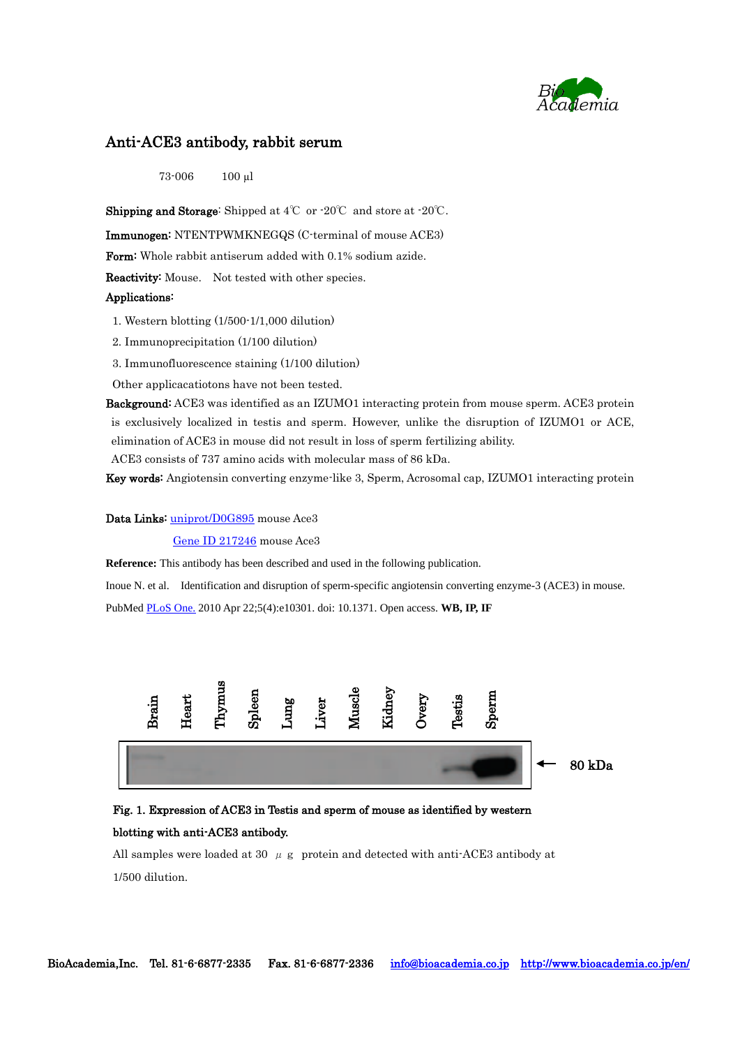# Anti-ACE3 antibody, rabbit serum

73-006 100 µl

**Shipping and Storage**: Shipped at 4℃ or -20℃ and store at -20℃.

**Immunogen:** NTENTPWMKNEGQS (C-terminal of mouse ACE3)

**Form:** Whole rabbit antiserum added with 0.1% sodium azide.

**Reactivity:** Mouse. Not tested with other species.

**Applications:**

1. Western blotting (1/500-1/1,000 dilution)
2. Immunoprecipitation (1/100 dilution)
3. Immunofluorescence staining (1/100 dilution)

Other applicacatiotons have not been tested.

**Background:** ACE3 was identified as an IZUMO1 interacting protein from mouse sperm. ACE3 protein is exclusively localized in testis and sperm. However, unlike the disruption of IZUMO1 or ACE, elimination of ACE3 in mouse did not result in loss of sperm fertilizing ability.

ACE3 consists of 737 amino acids with molecular mass of 86 kDa.

**Key words:** Angiotensin converting enzyme-like 3, Sperm, Acrosomal cap, IZUMO1 interacting protein

**Data Links:** uniprot/D0G895 mouse Ace3

Gene ID 217246 mouse Ace3

**Reference:** This antibody has been described and used in the following publication.

Inoue N. et al. Identification and disruption of sperm-specific angiotensin converting enzyme-3 (ACE3) in mouse.

PubMed PLoS One. 2010 Apr 22;5(4):e10301. doi: 10.1371. Open access. **WB, IP, IF**

Brain, Heart, Thymus, Spleen, Lung, Liver, Muscle, Kidney, Overy, Testis, Sperm

← 80 kDa

**Fig. 1. Expression of ACE3 in Testis and sperm of mouse as identified by western blotting with anti-ACE3 antibody.**

All samples were loaded at 30 µg protein and detected with anti-ACE3 antibody at 1/500 dilution.

BioAcademia,Inc. Tel. 81-6-6877-2335 Fax. 81-6-6877-2336 info@bioacademia.co.jp http://www.bioacademia.co.jp/en/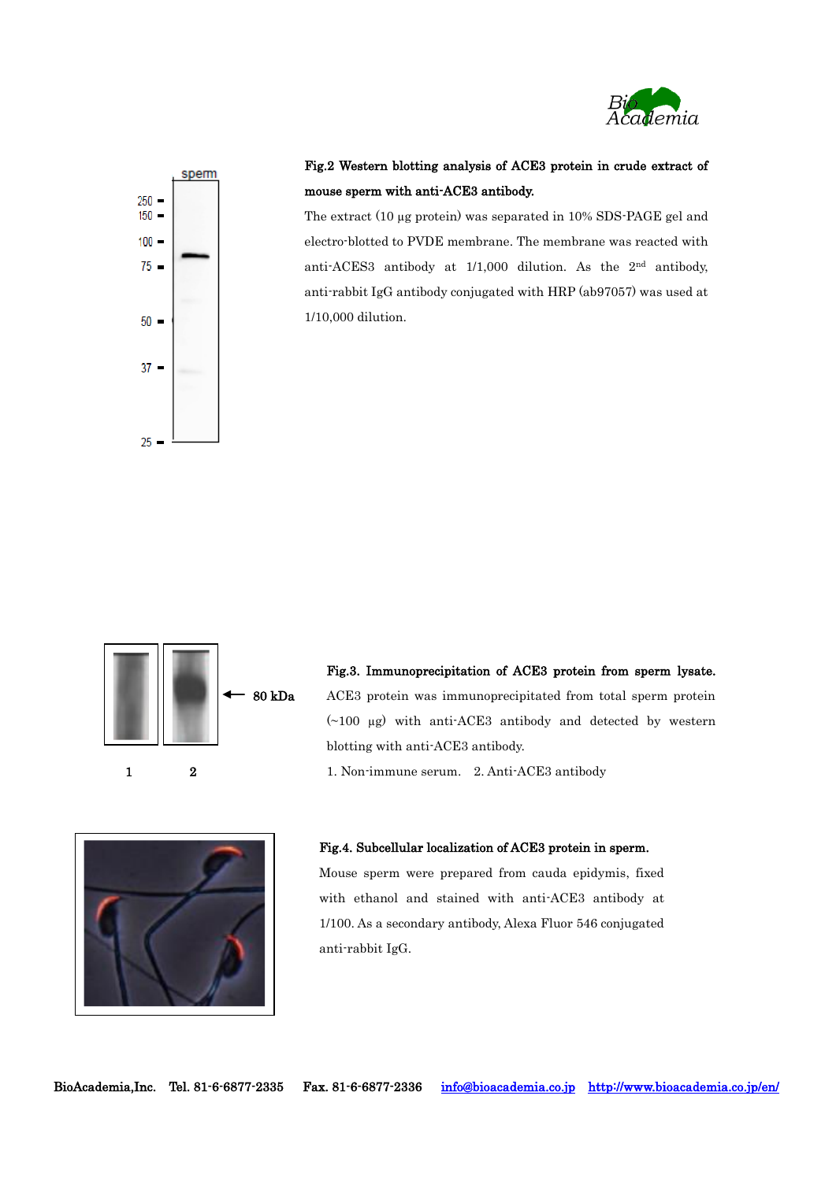sperm

250
150
100
75
50
37
25

**Fig.2 Western blotting analysis of ACE3 protein in crude extract of mouse sperm with anti-ACE3 antibody.**

The extract (10 µg protein) was separated in 10% SDS-PAGE gel and electro-blotted to PVDE membrane. The membrane was reacted with anti-ACES3 antibody at 1/1,000 dilution. As the 2[nd] antibody, anti-rabbit IgG antibody conjugated with HRP (ab97057) was used at 1/10,000 dilution.

80 kDa

1 2

**Fig.3. Immunoprecipitation of ACE3 protein from sperm lysate.**

ACE3 protein was immunoprecipitated from total sperm protein (~100 µg) with anti-ACE3 antibody and detected by western blotting with anti-ACE3 antibody.

1. Non-immune serum. 2. Anti-ACE3 antibody

**Fig.4. Subcellular localization of ACE3 protein in sperm.**

Mouse sperm were prepared from cauda epidymis, fixed with ethanol and stained with anti-ACE3 antibody at 1/100. As a secondary antibody, Alexa Fluor 546 conjugated anti-rabbit IgG.

BioAcademia,Inc. Tel. 81-6-6877-2335 Fax. 81-6-6877-2336 info@bioacademia.co.jp http://www.bioacademia.co.jp/en/